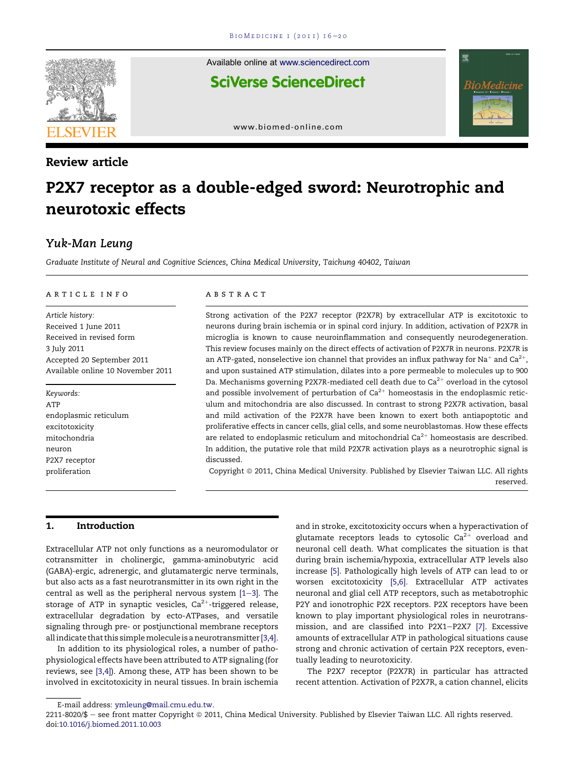Review article

# P2X7 receptor as a double-edged sword: Neurotrophic and neurotoxic effects

Yuk-Man Leung

*Graduate Institute of Neural and Cognitive Sciences, China Medical University, Taichung 40402, Taiwan*

**ARTICLE INFO**

*Article history:*
Received 1 June 2011
Received in revised form
3 July 2011
Accepted 20 September 2011
Available online 10 November 2011

*Keywords:*
ATP
endoplasmic reticulum
excitotoxicity
mitochondria
neuron
P2X7 receptor
proliferation

**ABSTRACT**

Strong activation of the P2X7 receptor (P2X7R) by extracellular ATP is excitotoxic to neurons during brain ischemia or in spinal cord injury. In addition, activation of P2X7R in microglia is known to cause neuroinflammation and consequently neurodegeneration. This review focuses mainly on the direct effects of activation of P2X7R in neurons. P2X7R is an ATP-gated, nonselective ion channel that provides an influx pathway for $Na^+$ and $Ca^{2+}$, and upon sustained ATP stimulation, dilates into a pore permeable to molecules up to 900 Da. Mechanisms governing P2X7R-mediated cell death due to $Ca^{2+}$ overload in the cytosol and possible involvement of perturbation of $Ca^{2+}$ homeostasis in the endoplasmic reticulum and mitochondria are also discussed. In contrast to strong P2X7R activation, basal and mild activation of the P2X7R have been known to exert both antiapoptotic and proliferative effects in cancer cells, glial cells, and some neuroblastomas. How these effects are related to endoplasmic reticulum and mitochondrial $Ca^{2+}$ homeostasis are described. In addition, the putative role that mild P2X7R activation plays as a neurotrophic signal is discussed.

Copyright © 2011, China Medical University. Published by Elsevier Taiwan LLC. All rights reserved.

## 1. Introduction

Extracellular ATP not only functions as a neuromodulator or cotransmitter in cholinergic, gamma-aminobutyric acid (GABA)-ergic, adrenergic, and glutamatergic nerve terminals, but also acts as a fast neurotransmitter in its own right in the central as well as the peripheral nervous system [1–3]. The storage of ATP in synaptic vesicles, $Ca^{2+}$-triggered release, extracellular degradation by ecto-ATPases, and versatile signaling through pre- or postjunctional membrane receptors all indicate that this simple molecule is a neurotransmitter [3,4].

In addition to its physiological roles, a number of pathophysiological effects have been attributed to ATP signaling (for reviews, see [3,4]). Among these, ATP has been shown to be involved in excitotoxicity in neural tissues. In brain ischemia and in stroke, excitotoxicity occurs when a hyperactivation of glutamate receptors leads to cytosolic $Ca^{2+}$ overload and neuronal cell death. What complicates the situation is that during brain ischemia/hypoxia, extracellular ATP levels also increase [5]. Pathologically high levels of ATP can lead to or worsen excitotoxicity [5,6]. Extracellular ATP activates neuronal and glial cell ATP receptors, such as metabotrophic P2Y and ionotrophic P2X receptors. P2X receptors have been known to play important physiological roles in neurotransmission, and are classified into P2X1–P2X7 [7]. Excessive amounts of extracellular ATP in pathological situations cause strong and chronic activation of certain P2X receptors, eventually leading to neurotoxicity.

The P2X7 receptor (P2X7R) in particular has attracted recent attention. Activation of P2X7R, a cation channel, elicits

E-mail address: ymleung@mail.cmu.edu.tw.
2211-8020/$ – see front matter Copyright © 2011, China Medical University. Published by Elsevier Taiwan LLC. All rights reserved.
doi:10.1016/j.biomed.2011.10.003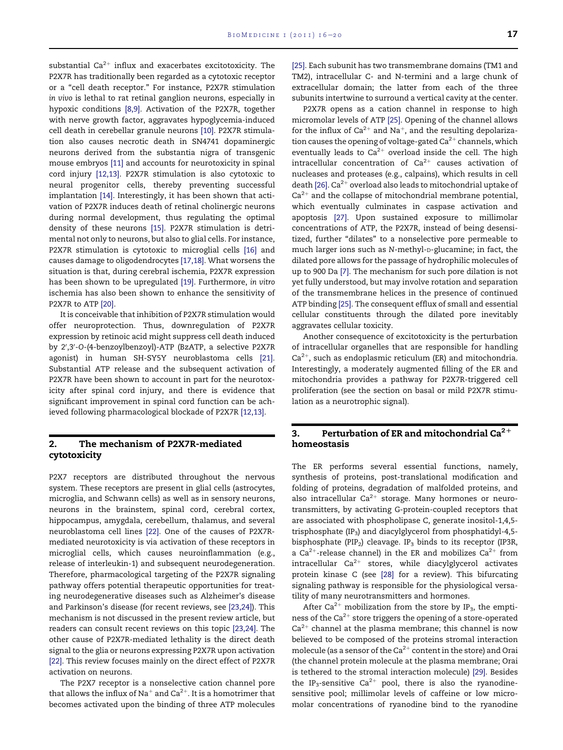substantial $Ca^{2+}$ influx and exacerbates excitotoxicity. The P2X7R has traditionally been regarded as a cytotoxic receptor or a "cell death receptor." For instance, P2X7R stimulation *in vivo* is lethal to rat retinal ganglion neurons, especially in hypoxic conditions [8,9]. Activation of the P2X7R, together with nerve growth factor, aggravates hypoglycemia-induced cell death in cerebellar granule neurons [10]. P2X7R stimulation also causes necrotic death in SN4741 dopaminergic neurons derived from the substantia nigra of transgenic mouse embryos [11] and accounts for neurotoxicity in spinal cord injury [12,13]. P2X7R stimulation is also cytotoxic to neural progenitor cells, thereby preventing successful implantation [14]. Interestingly, it has been shown that activation of P2X7R induces death of retinal cholinergic neurons during normal development, thus regulating the optimal density of these neurons [15]. P2X7R stimulation is detrimental not only to neurons, but also to glial cells. For instance, P2X7R stimulation is cytotoxic to microglial cells [16] and causes damage to oligodendrocytes [17,18]. What worsens the situation is that, during cerebral ischemia, P2X7R expression has been shown to be upregulated [19]. Furthermore, *in vitro* ischemia has also been shown to enhance the sensitivity of P2X7R to ATP [20].

It is conceivable that inhibition of P2X7R stimulation would offer neuroprotection. Thus, downregulation of P2X7R expression by retinoic acid might suppress cell death induced by 2′,3′-O-(4-benzoylbenzoyl)-ATP (BzATP, a selective P2X7R agonist) in human SH-SY5Y neuroblastoma cells [21]. Substantial ATP release and the subsequent activation of P2X7R have been shown to account in part for the neurotoxicity after spinal cord injury, and there is evidence that significant improvement in spinal cord function can be achieved following pharmacological blockade of P2X7R [12,13].

## 2. The mechanism of P2X7R-mediated cytotoxicity

P2X7 receptors are distributed throughout the nervous system. These receptors are present in glial cells (astrocytes, microglia, and Schwann cells) as well as in sensory neurons, neurons in the brainstem, spinal cord, cerebral cortex, hippocampus, amygdala, cerebellum, thalamus, and several neuroblastoma cell lines [22]. One of the causes of P2X7R-mediated neurotoxicity is via activation of these receptors in microglial cells, which causes neuroinflammation (e.g., release of interleukin-1) and subsequent neurodegeneration. Therefore, pharmacological targeting of the P2X7R signaling pathway offers potential therapeutic opportunities for treating neurodegenerative diseases such as Alzheimer's disease and Parkinson's disease (for recent reviews, see [23,24]). This mechanism is not discussed in the present review article, but readers can consult recent reviews on this topic [23,24]. The other cause of P2X7R-mediated lethality is the direct death signal to the glia or neurons expressing P2X7R upon activation [22]. This review focuses mainly on the direct effect of P2X7R activation on neurons.

The P2X7 receptor is a nonselective cation channel pore that allows the influx of $Na^{+}$ and $Ca^{2+}$. It is a homotrimer that becomes activated upon the binding of three ATP molecules [25]. Each subunit has two transmembrane domains (TM1 and TM2), intracellular C- and N-termini and a large chunk of extracellular domain; the latter from each of the three subunits intertwine to surround a vertical cavity at the center.

P2X7R opens as a cation channel in response to high micromolar levels of ATP [25]. Opening of the channel allows for the influx of $Ca^{2+}$ and $Na^{+}$, and the resulting depolarization causes the opening of voltage-gated $Ca^{2+}$ channels, which eventually leads to $Ca^{2+}$ overload inside the cell. The high intracellular concentration of $Ca^{2+}$ causes activation of nucleases and proteases (e.g., calpains), which results in cell death [26]. $Ca^{2+}$ overload also leads to mitochondrial uptake of $Ca^{2+}$ and the collapse of mitochondrial membrane potential, which eventually culminates in caspase activation and apoptosis [27]. Upon sustained exposure to millimolar concentrations of ATP, the P2X7R, instead of being desensitized, further "dilates" to a nonselective pore permeable to much larger ions such as *N*-methyl-D-glucamine; in fact, the dilated pore allows for the passage of hydrophilic molecules of up to 900 Da [7]. The mechanism for such pore dilation is not yet fully understood, but may involve rotation and separation of the transmembrane helices in the presence of continued ATP binding [25]. The consequent efflux of small and essential cellular constituents through the dilated pore inevitably aggravates cellular toxicity.

Another consequence of excitotoxicity is the perturbation of intracellular organelles that are responsible for handling $Ca^{2+}$, such as endoplasmic reticulum (ER) and mitochondria. Interestingly, a moderately augmented filling of the ER and mitochondria provides a pathway for P2X7R-triggered cell proliferation (see the section on basal or mild P2X7R stimulation as a neurotrophic signal).

## 3. Perturbation of ER and mitochondrial $Ca^{2+}$ homeostasis

The ER performs several essential functions, namely, synthesis of proteins, post-translational modification and folding of proteins, degradation of malfolded proteins, and also intracellular $Ca^{2+}$ storage. Many hormones or neurotransmitters, by activating G-protein-coupled receptors that are associated with phospholipase C, generate inositol-1,4,5-trisphosphate ($IP_3$) and diacylglycerol from phosphatidyl-4,5-bisphosphate ($PIP_2$) cleavage. $IP_3$ binds to its receptor (IP3R, a $Ca^{2+}$-release channel) in the ER and mobilizes $Ca^{2+}$ from intracellular $Ca^{2+}$ stores, while diacylglycerol activates protein kinase C (see [28] for a review). This bifurcating signaling pathway is responsible for the physiological versatility of many neurotransmitters and hormones.

After $Ca^{2+}$ mobilization from the store by $IP_3$, the emptiness of the $Ca^{2+}$ store triggers the opening of a store-operated $Ca^{2+}$ channel at the plasma membrane; this channel is now believed to be composed of the proteins stromal interaction molecule (as a sensor of the $Ca^{2+}$ content in the store) and Orai (the channel protein molecule at the plasma membrane; Orai is tethered to the stromal interaction molecule) [29]. Besides the $IP_3$-sensitive $Ca^{2+}$ pool, there is also the ryanodine-sensitive pool; millimolar levels of caffeine or low micromolar concentrations of ryanodine bind to the ryanodine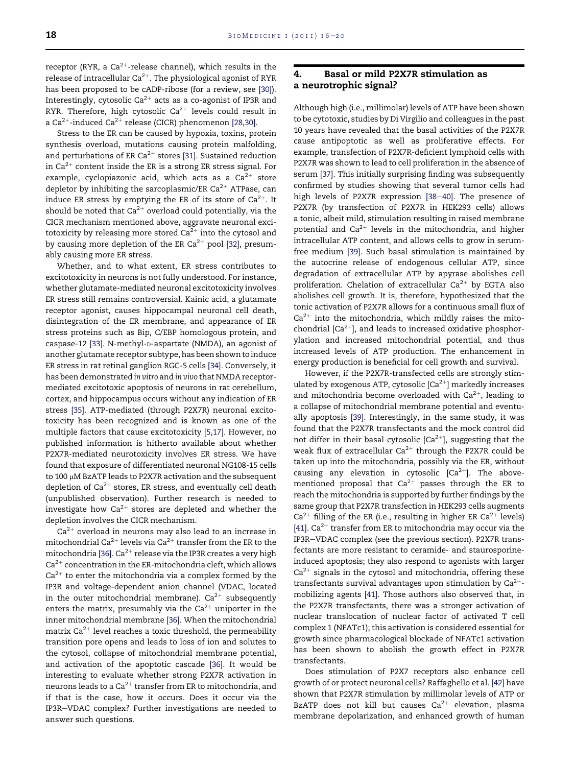receptor (RYR, a $Ca^{2+}$-release channel), which results in the release of intracellular $Ca^{2+}$. The physiological agonist of RYR has been proposed to be cADP-ribose (for a review, see [30]). Interestingly, cytosolic $Ca^{2+}$ acts as a co-agonist of IP3R and RYR. Therefore, high cytosolic $Ca^{2+}$ levels could result in a $Ca^{2+}$-induced $Ca^{2+}$ release (CICR) phenomenon [28,30].

Stress to the ER can be caused by hypoxia, toxins, protein synthesis overload, mutations causing protein malfolding, and perturbations of ER $Ca^{2+}$ stores [31]. Sustained reduction in $Ca^{2+}$ content inside the ER is a strong ER stress signal. For example, cyclopiazonic acid, which acts as a $Ca^{2+}$ store depletor by inhibiting the sarcoplasmic/ER $Ca^{2+}$ ATPase, can induce ER stress by emptying the ER of its store of $Ca^{2+}$. It should be noted that $Ca^{2+}$ overload could potentially, via the CICR mechanism mentioned above, aggravate neuronal excitotoxicity by releasing more stored $Ca^{2+}$ into the cytosol and by causing more depletion of the ER $Ca^{2+}$ pool [32], presumably causing more ER stress.

Whether, and to what extent, ER stress contributes to excitotoxicity in neurons is not fully understood. For instance, whether glutamate-mediated neuronal excitotoxicity involves ER stress still remains controversial. Kainic acid, a glutamate receptor agonist, causes hippocampal neuronal cell death, disintegration of the ER membrane, and appearance of ER stress proteins such as Bip, C/EBP homologous protein, and caspase-12 [33]. N-methyl-D-aspartate (NMDA), an agonist of another glutamate receptor subtype, has been shown to induce ER stress in rat retinal ganglion RGC-5 cells [34]. Conversely, it has been demonstrated *in vitro* and *in vivo* that NMDA receptor-mediated excitotoxic apoptosis of neurons in rat cerebellum, cortex, and hippocampus occurs without any indication of ER stress [35]. ATP-mediated (through P2X7R) neuronal excitotoxicity has been recognized and is known as one of the multiple factors that cause excitotoxicity [5,17]. However, no published information is hitherto available about whether P2X7R-mediated neurotoxicity involves ER stress. We have found that exposure of differentiated neuronal NG108-15 cells to 100 μM BzATP leads to P2X7R activation and the subsequent depletion of $Ca^{2+}$ stores, ER stress, and eventually cell death (unpublished observation). Further research is needed to investigate how $Ca^{2+}$ stores are depleted and whether the depletion involves the CICR mechanism.

$Ca^{2+}$ overload in neurons may also lead to an increase in mitochondrial $Ca^{2+}$ levels via $Ca^{2+}$ transfer from the ER to the mitochondria [36]. $Ca^{2+}$ release via the IP3R creates a very high $Ca^{2+}$ concentration in the ER-mitochondria cleft, which allows $Ca^{2+}$ to enter the mitochondria via a complex formed by the IP3R and voltage-dependent anion channel (VDAC, located in the outer mitochondrial membrane). $Ca^{2+}$ subsequently enters the matrix, presumably via the $Ca^{2+}$ uniporter in the inner mitochondrial membrane [36]. When the mitochondrial matrix $Ca^{2+}$ level reaches a toxic threshold, the permeability transition pore opens and leads to loss of ion and solutes to the cytosol, collapse of mitochondrial membrane potential, and activation of the apoptotic cascade [36]. It would be interesting to evaluate whether strong P2X7R activation in neurons leads to a $Ca^{2+}$ transfer from ER to mitochondria, and if that is the case, how it occurs. Does it occur via the IP3R–VDAC complex? Further investigations are needed to answer such questions.

## 4. Basal or mild P2X7R stimulation as a neurotrophic signal?

Although high (i.e., millimolar) levels of ATP have been shown to be cytotoxic, studies by Di Virgilio and colleagues in the past 10 years have revealed that the basal activities of the P2X7R cause antipoptotic as well as proliferative effects. For example, transfection of P2X7R-deficient lymphoid cells with P2X7R was shown to lead to cell proliferation in the absence of serum [37]. This initially surprising finding was subsequently confirmed by studies showing that several tumor cells had high levels of P2X7R expression [38–40]. The presence of P2X7R (by transfection of P2X7R in HEK293 cells) allows a tonic, albeit mild, stimulation resulting in raised membrane potential and $Ca^{2+}$ levels in the mitochondria, and higher intracellular ATP content, and allows cells to grow in serum-free medium [39]. Such basal stimulation is maintained by the autocrine release of endogenous cellular ATP, since degradation of extracellular ATP by apyrase abolishes cell proliferation. Chelation of extracellular $Ca^{2+}$ by EGTA also abolishes cell growth. It is, therefore, hypothesized that the tonic activation of P2X7R allows for a continuous small flux of $Ca^{2+}$ into the mitochondria, which mildly raises the mitochondrial $[Ca^{2+}]$, and leads to increased oxidative phosphorylation and increased mitochondrial potential, and thus increased levels of ATP production. The enhancement in energy production is beneficial for cell growth and survival.

However, if the P2X7R-transfected cells are strongly stimulated by exogenous ATP, cytosolic $[Ca^{2+}]$ markedly increases and mitochondria become overloaded with $Ca^{2+}$, leading to a collapse of mitochondrial membrane potential and eventually apoptosis [39]. Interestingly, in the same study, it was found that the P2X7R transfectants and the mock control did not differ in their basal cytosolic $[Ca^{2+}]$, suggesting that the weak flux of extracellular $Ca^{2+}$ through the P2X7R could be taken up into the mitochondria, possibly via the ER, without causing any elevation in cytosolic $[Ca^{2+}]$. The above-mentioned proposal that $Ca^{2+}$ passes through the ER to reach the mitochondria is supported by further findings by the same group that P2X7R transfection in HEK293 cells augments $Ca^{2+}$ filling of the ER (i.e., resulting in higher ER $Ca^{2+}$ levels) [41]. $Ca^{2+}$ transfer from ER to mitochondria may occur via the IP3R–VDAC complex (see the previous section). P2X7R transfectants are more resistant to ceramide- and staurosporine-induced apoptosis; they also respond to agonists with larger $Ca^{2+}$ signals in the cytosol and mitochondria, offering these transfectants survival advantages upon stimulation by $Ca^{2+}$-mobilizing agents [41]. Those authors also observed that, in the P2X7R transfectants, there was a stronger activation of nuclear translocation of nuclear factor of activated T cell complex 1 (NFATc1); this activation is considered essential for growth since pharmacological blockade of NFATc1 activation has been shown to abolish the growth effect in P2X7R transfectants.

Does stimulation of P2X7 receptors also enhance cell growth of or protect neuronal cells? Raffaghello et al. [42] have shown that P2X7R stimulation by millimolar levels of ATP or BzATP does not kill but causes $Ca^{2+}$ elevation, plasma membrane depolarization, and enhanced growth of human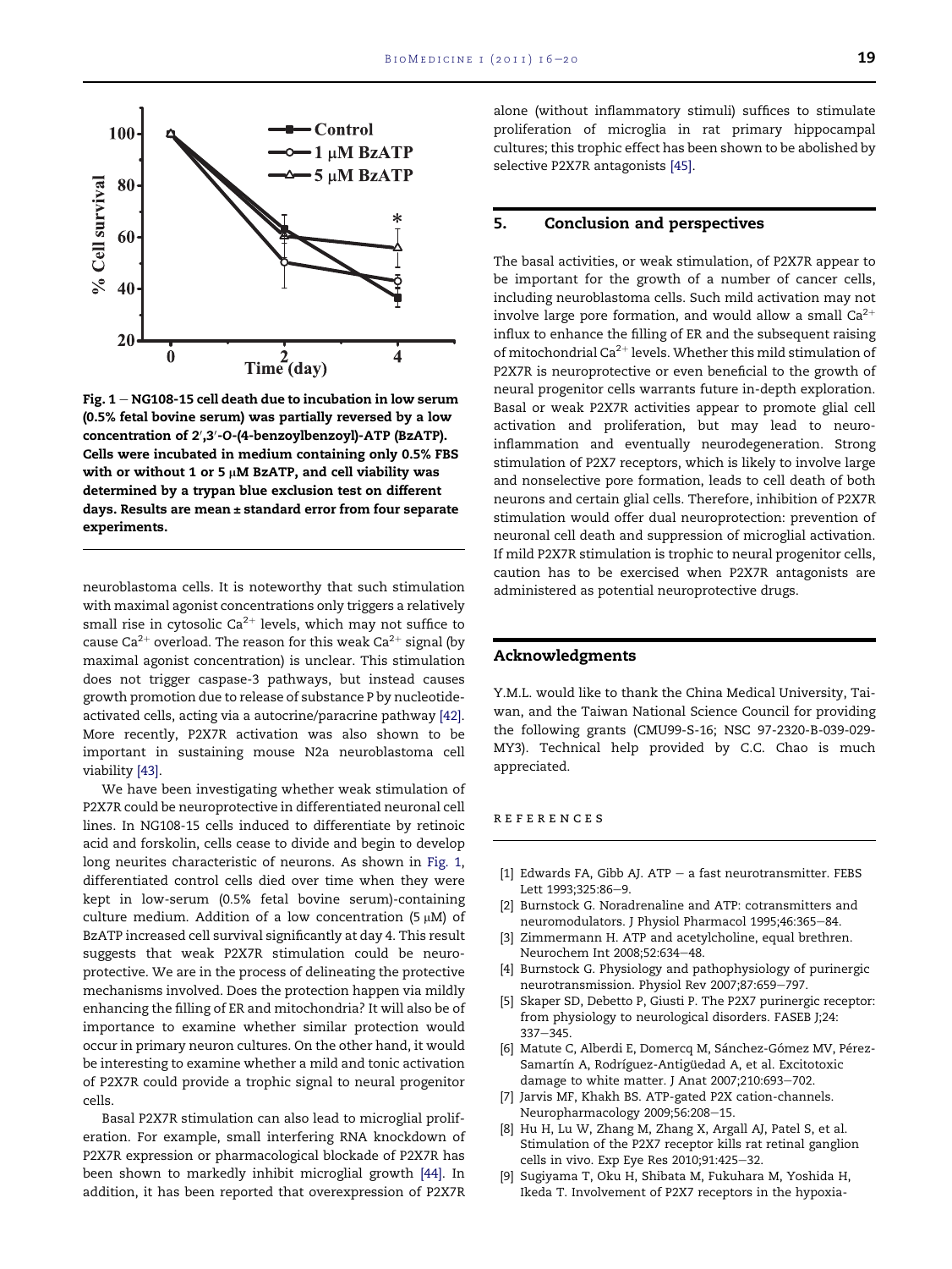Fig. 1 – NG108-15 cell death due to incubation in low serum (0.5% fetal bovine serum) was partially reversed by a low concentration of 2′,3′-O-(4-benzoylbenzoyl)-ATP (BzATP). Cells were incubated in medium containing only 0.5% FBS with or without 1 or 5 μM BzATP, and cell viability was determined by a trypan blue exclusion test on different days. Results are mean ± standard error from four separate experiments.

neuroblastoma cells. It is noteworthy that such stimulation with maximal agonist concentrations only triggers a relatively small rise in cytosolic $Ca^{2+}$ levels, which may not suffice to cause $Ca^{2+}$ overload. The reason for this weak $Ca^{2+}$ signal (by maximal agonist concentration) is unclear. This stimulation does not trigger caspase-3 pathways, but instead causes growth promotion due to release of substance P by nucleotide-activated cells, acting via a autocrine/paracrine pathway [42]. More recently, P2X7R activation was also shown to be important in sustaining mouse N2a neuroblastoma cell viability [43].

We have been investigating whether weak stimulation of P2X7R could be neuroprotective in differentiated neuronal cell lines. In NG108-15 cells induced to differentiate by retinoic acid and forskolin, cells cease to divide and begin to develop long neurites characteristic of neurons. As shown in Fig. 1, differentiated control cells died over time when they were kept in low-serum (0.5% fetal bovine serum)-containing culture medium. Addition of a low concentration (5 μM) of BzATP increased cell survival significantly at day 4. This result suggests that weak P2X7R stimulation could be neuroprotective. We are in the process of delineating the protective mechanisms involved. Does the protection happen via mildly enhancing the filling of ER and mitochondria? It will also be of importance to examine whether similar protection would occur in primary neuron cultures. On the other hand, it would be interesting to examine whether a mild and tonic activation of P2X7R could provide a trophic signal to neural progenitor cells.

Basal P2X7R stimulation can also lead to microglial proliferation. For example, small interfering RNA knockdown of P2X7R expression or pharmacological blockade of P2X7R has been shown to markedly inhibit microglial growth [44]. In addition, it has been reported that overexpression of P2X7R alone (without inflammatory stimuli) suffices to stimulate proliferation of microglia in rat primary hippocampal cultures; this trophic effect has been shown to be abolished by selective P2X7R antagonists [45].

## 5. Conclusion and perspectives

The basal activities, or weak stimulation, of P2X7R appear to be important for the growth of a number of cancer cells, including neuroblastoma cells. Such mild activation may not involve large pore formation, and would allow a small $Ca^{2+}$ influx to enhance the filling of ER and the subsequent raising of mitochondrial $Ca^{2+}$ levels. Whether this mild stimulation of P2X7R is neuroprotective or even beneficial to the growth of neural progenitor cells warrants future in-depth exploration. Basal or weak P2X7R activities appear to promote glial cell activation and proliferation, but may lead to neuroinflammation and eventually neurodegeneration. Strong stimulation of P2X7 receptors, which is likely to involve large and nonselective pore formation, leads to cell death of both neurons and certain glial cells. Therefore, inhibition of P2X7R stimulation would offer dual neuroprotection: prevention of neuronal cell death and suppression of microglial activation. If mild P2X7R stimulation is trophic to neural progenitor cells, caution has to be exercised when P2X7R antagonists are administered as potential neuroprotective drugs.

## Acknowledgments

Y.M.L. would like to thank the China Medical University, Taiwan, and the Taiwan National Science Council for providing the following grants (CMU99-S-16; NSC 97-2320-B-039-029-MY3). Technical help provided by C.C. Chao is much appreciated.

## REFERENCES

[1] Edwards FA, Gibb AJ. ATP – a fast neurotransmitter. FEBS Lett 1993;325:86–9.
[2] Burnstock G. Noradrenaline and ATP: cotransmitters and neuromodulators. J Physiol Pharmacol 1995;46:365–84.
[3] Zimmermann H. ATP and acetylcholine, equal brethren. Neurochem Int 2008;52:634–48.
[4] Burnstock G. Physiology and pathophysiology of purinergic neurotransmission. Physiol Rev 2007;87:659–797.
[5] Skaper SD, Debetto P, Giusti P. The P2X7 purinergic receptor: from physiology to neurological disorders. FASEB J;24: 337–345.
[6] Matute C, Alberdi E, Domercq M, Sánchez-Gómez MV, Pérez-Samartín A, Rodríguez-Antigüedad A, et al. Excitotoxic damage to white matter. J Anat 2007;210:693–702.
[7] Jarvis MF, Khakh BS. ATP-gated P2X cation-channels. Neuropharmacology 2009;56:208–15.
[8] Hu H, Lu W, Zhang M, Zhang X, Argall AJ, Patel S, et al. Stimulation of the P2X7 receptor kills rat retinal ganglion cells in vivo. Exp Eye Res 2010;91:425–32.
[9] Sugiyama T, Oku H, Shibata M, Fukuhara M, Yoshida H, Ikeda T. Involvement of P2X7 receptors in the hypoxia-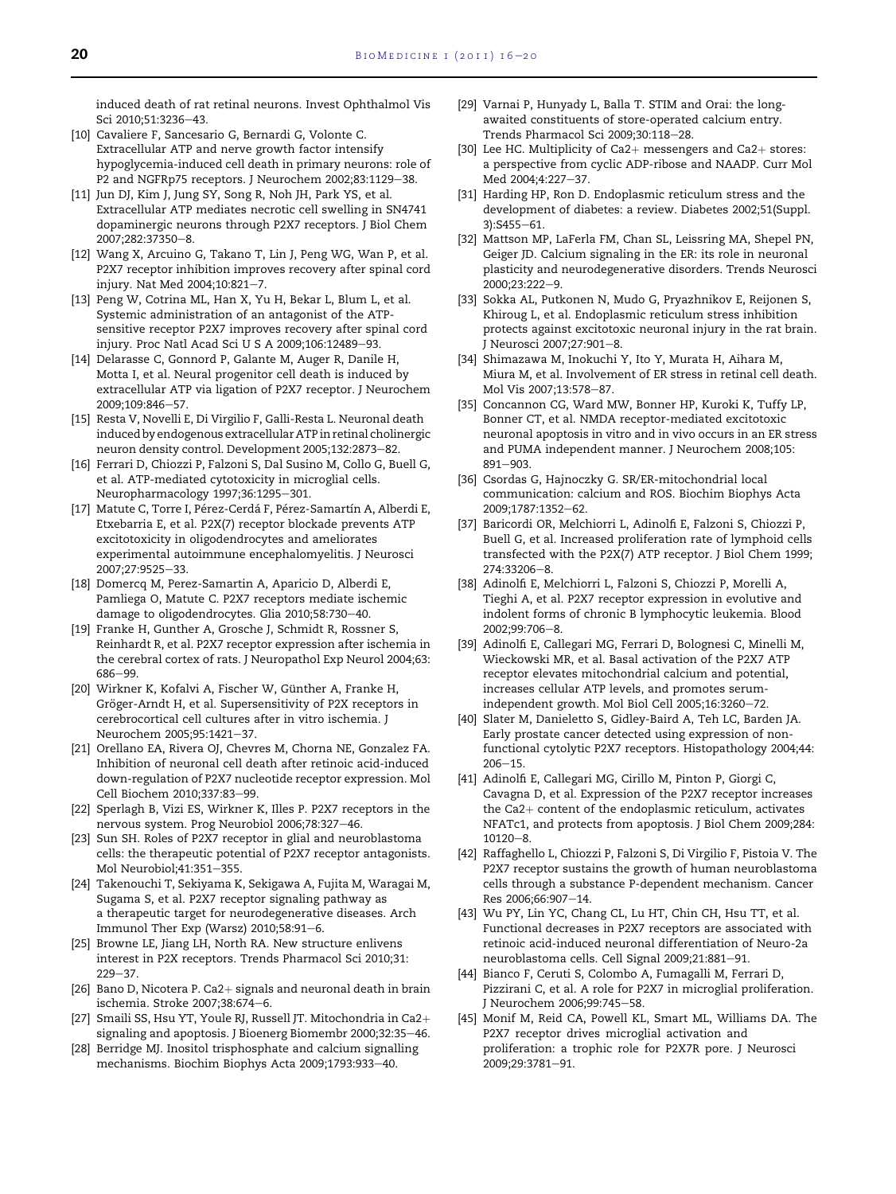induced death of rat retinal neurons. Invest Ophthalmol Vis Sci 2010;51:3236–43.

[10] Cavaliere F, Sancesario G, Bernardi G, Volonte C. Extracellular ATP and nerve growth factor intensify hypoglycemia-induced cell death in primary neurons: role of P2 and NGFRp75 receptors. J Neurochem 2002;83:1129–38.

[11] Jun DJ, Kim J, Jung SY, Song R, Noh JH, Park YS, et al. Extracellular ATP mediates necrotic cell swelling in SN4741 dopaminergic neurons through P2X7 receptors. J Biol Chem 2007;282:37350–8.

[12] Wang X, Arcuino G, Takano T, Lin J, Peng WG, Wan P, et al. P2X7 receptor inhibition improves recovery after spinal cord injury. Nat Med 2004;10:821–7.

[13] Peng W, Cotrina ML, Han X, Yu H, Bekar L, Blum L, et al. Systemic administration of an antagonist of the ATP-sensitive receptor P2X7 improves recovery after spinal cord injury. Proc Natl Acad Sci U S A 2009;106:12489–93.

[14] Delarasse C, Gonnord P, Galante M, Auger R, Danile H, Motta I, et al. Neural progenitor cell death is induced by extracellular ATP via ligation of P2X7 receptor. J Neurochem 2009;109:846–57.

[15] Resta V, Novelli E, Di Virgilio F, Galli-Resta L. Neuronal death induced by endogenous extracellular ATP in retinal cholinergic neuron density control. Development 2005;132:2873–82.

[16] Ferrari D, Chiozzi P, Falzoni S, Dal Susino M, Collo G, Buell G, et al. ATP-mediated cytotoxicity in microglial cells. Neuropharmacology 1997;36:1295–301.

[17] Matute C, Torre I, Pérez-Cerdá F, Pérez-Samartín A, Alberdi E, Etxebarria E, et al. P2X(7) receptor blockade prevents ATP excitotoxicity in oligodendrocytes and ameliorates experimental autoimmune encephalomyelitis. J Neurosci 2007;27:9525–33.

[18] Domercq M, Perez-Samartin A, Aparicio D, Alberdi E, Pamliega O, Matute C. P2X7 receptors mediate ischemic damage to oligodendrocytes. Glia 2010;58:730–40.

[19] Franke H, Gunther A, Grosche J, Schmidt R, Rossner S, Reinhardt R, et al. P2X7 receptor expression after ischemia in the cerebral cortex of rats. J Neuropathol Exp Neurol 2004;63: 686–99.

[20] Wirkner K, Kofalvi A, Fischer W, Günther A, Franke H, Gröger-Arndt H, et al. Supersensitivity of P2X receptors in cerebrocortical cell cultures after in vitro ischemia. J Neurochem 2005;95:1421–37.

[21] Orellano EA, Rivera OJ, Chevres M, Chorna NE, Gonzalez FA. Inhibition of neuronal cell death after retinoic acid-induced down-regulation of P2X7 nucleotide receptor expression. Mol Cell Biochem 2010;337:83–99.

[22] Sperlagh B, Vizi ES, Wirkner K, Illes P. P2X7 receptors in the nervous system. Prog Neurobiol 2006;78:327–46.

[23] Sun SH. Roles of P2X7 receptor in glial and neuroblastoma cells: the therapeutic potential of P2X7 receptor antagonists. Mol Neurobiol;41:351–355.

[24] Takenouchi T, Sekiyama K, Sekigawa A, Fujita M, Waragai M, Sugama S, et al. P2X7 receptor signaling pathway as a therapeutic target for neurodegenerative diseases. Arch Immunol Ther Exp (Warsz) 2010;58:91–6.

[25] Browne LE, Jiang LH, North RA. New structure enlivens interest in P2X receptors. Trends Pharmacol Sci 2010;31: 229–37.

[26] Bano D, Nicotera P. Ca2+ signals and neuronal death in brain ischemia. Stroke 2007;38:674–6.

[27] Smaili SS, Hsu YT, Youle RJ, Russell JT. Mitochondria in Ca2+ signaling and apoptosis. J Bioenerg Biomembr 2000;32:35–46.

[28] Berridge MJ. Inositol trisphosphate and calcium signalling mechanisms. Biochim Biophys Acta 2009;1793:933–40.

[29] Varnai P, Hunyady L, Balla T. STIM and Orai: the long-awaited constituents of store-operated calcium entry. Trends Pharmacol Sci 2009;30:118–28.

[30] Lee HC. Multiplicity of Ca2+ messengers and Ca2+ stores: a perspective from cyclic ADP-ribose and NAADP. Curr Mol Med 2004;4:227–37.

[31] Harding HP, Ron D. Endoplasmic reticulum stress and the development of diabetes: a review. Diabetes 2002;51(Suppl. 3):S455–61.

[32] Mattson MP, LaFerla FM, Chan SL, Leissring MA, Shepel PN, Geiger JD. Calcium signaling in the ER: its role in neuronal plasticity and neurodegenerative disorders. Trends Neurosci 2000;23:222–9.

[33] Sokka AL, Putkonen N, Mudo G, Pryazhnikov E, Reijonen S, Khiroug L, et al. Endoplasmic reticulum stress inhibition protects against excitotoxic neuronal injury in the rat brain. J Neurosci 2007;27:901–8.

[34] Shimazawa M, Inokuchi Y, Ito Y, Murata H, Aihara M, Miura M, et al. Involvement of ER stress in retinal cell death. Mol Vis 2007;13:578–87.

[35] Concannon CG, Ward MW, Bonner HP, Kuroki K, Tuffy LP, Bonner CT, et al. NMDA receptor-mediated excitotoxic neuronal apoptosis in vitro and in vivo occurs in an ER stress and PUMA independent manner. J Neurochem 2008;105: 891–903.

[36] Csordas G, Hajnoczky G. SR/ER-mitochondrial local communication: calcium and ROS. Biochim Biophys Acta 2009;1787:1352–62.

[37] Baricordi OR, Melchiorri L, Adinolfi E, Falzoni S, Chiozzi P, Buell G, et al. Increased proliferation rate of lymphoid cells transfected with the P2X(7) ATP receptor. J Biol Chem 1999; 274:33206–8.

[38] Adinolfi E, Melchiorri L, Falzoni S, Chiozzi P, Morelli A, Tieghi A, et al. P2X7 receptor expression in evolutive and indolent forms of chronic B lymphocytic leukemia. Blood 2002;99:706–8.

[39] Adinolfi E, Callegari MG, Ferrari D, Bolognesi C, Minelli M, Wieckowski MR, et al. Basal activation of the P2X7 ATP receptor elevates mitochondrial calcium and potential, increases cellular ATP levels, and promotes serum-independent growth. Mol Biol Cell 2005;16:3260–72.

[40] Slater M, Danieletto S, Gidley-Baird A, Teh LC, Barden JA. Early prostate cancer detected using expression of non-functional cytolytic P2X7 receptors. Histopathology 2004;44: 206–15.

[41] Adinolfi E, Callegari MG, Cirillo M, Pinton P, Giorgi C, Cavagna D, et al. Expression of the P2X7 receptor increases the Ca2+ content of the endoplasmic reticulum, activates NFATc1, and protects from apoptosis. J Biol Chem 2009;284: 10120–8.

[42] Raffaghello L, Chiozzi P, Falzoni S, Di Virgilio F, Pistoia V. The P2X7 receptor sustains the growth of human neuroblastoma cells through a substance P-dependent mechanism. Cancer Res 2006;66:907–14.

[43] Wu PY, Lin YC, Chang CL, Lu HT, Chin CH, Hsu TT, et al. Functional decreases in P2X7 receptors are associated with retinoic acid-induced neuronal differentiation of Neuro-2a neuroblastoma cells. Cell Signal 2009;21:881–91.

[44] Bianco F, Ceruti S, Colombo A, Fumagalli M, Ferrari D, Pizzirani C, et al. A role for P2X7 in microglial proliferation. J Neurochem 2006;99:745–58.

[45] Monif M, Reid CA, Powell KL, Smart ML, Williams DA. The P2X7 receptor drives microglial activation and proliferation: a trophic role for P2X7R pore. J Neurosci 2009;29:3781–91.